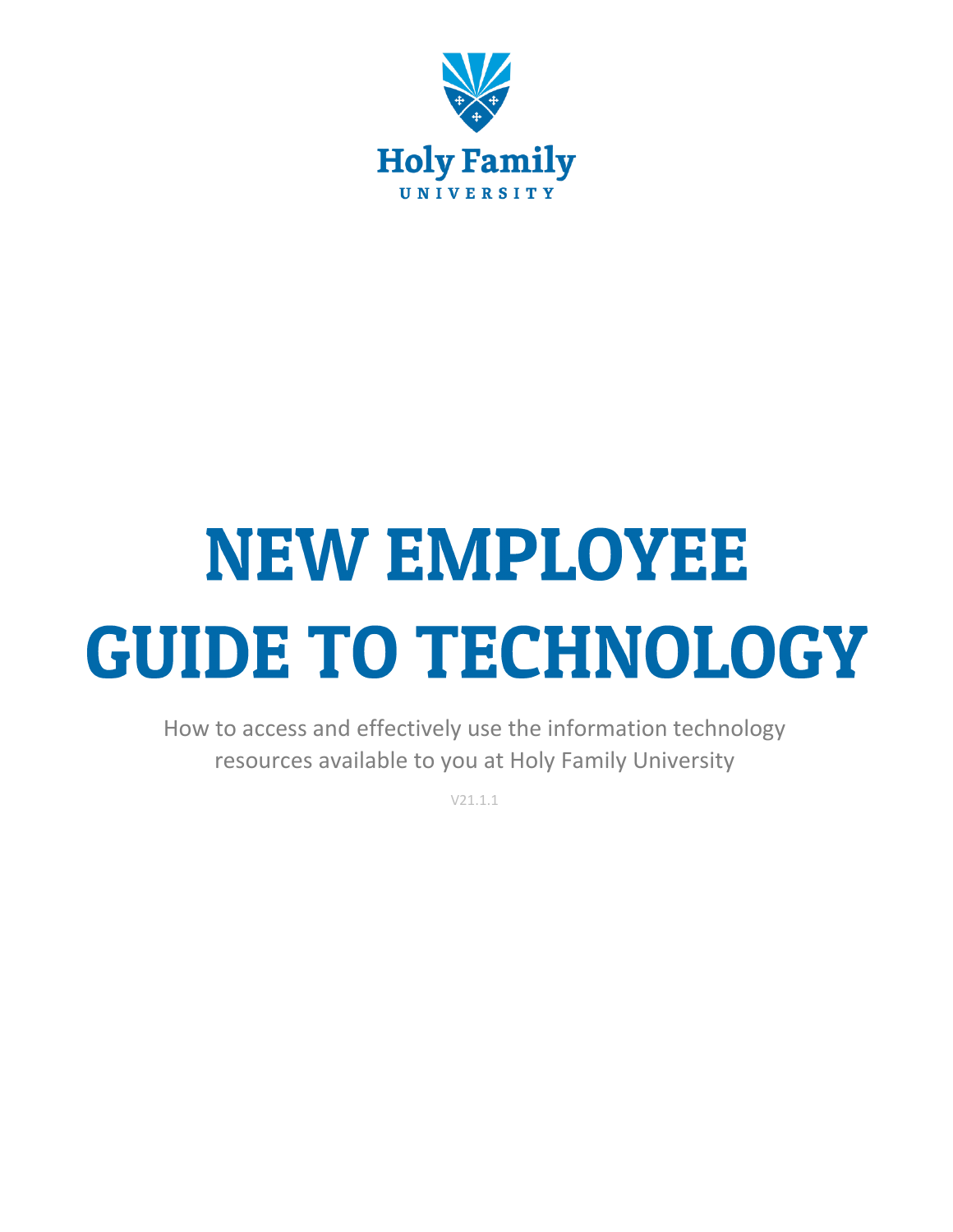Holy Family
UNIVERSITY

# NEW EMPLOYEE GUIDE TO TECHNOLOGY

How to access and effectively use the information technology resources available to you at Holy Family University

V21.1.1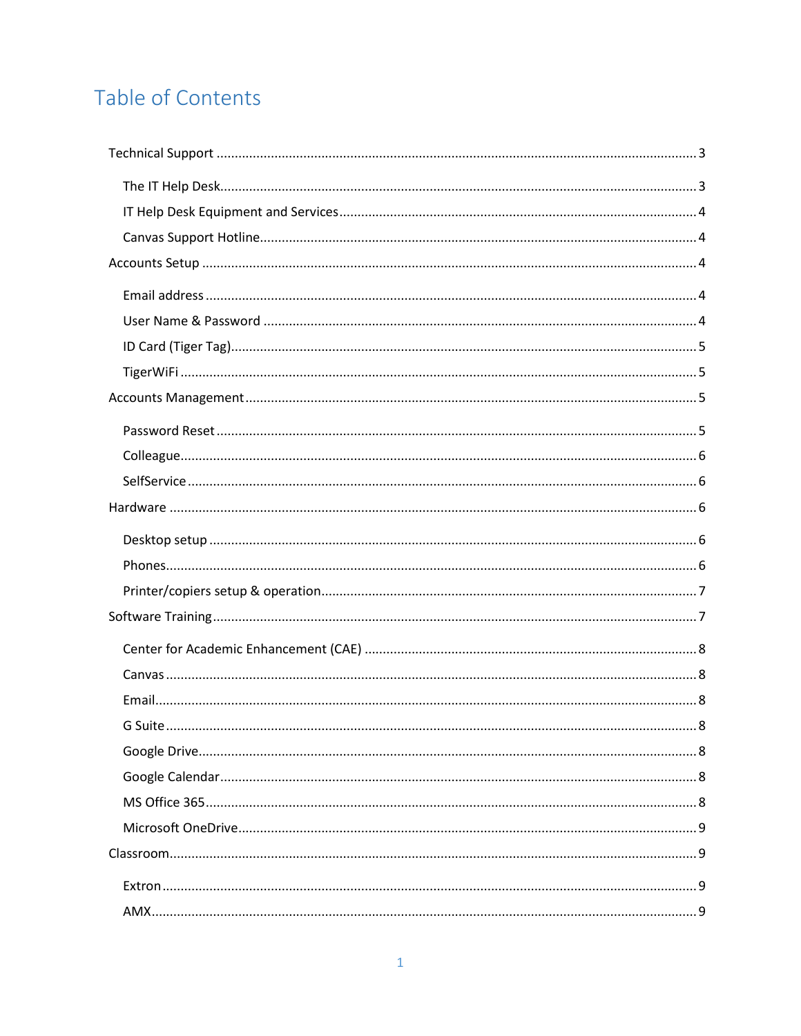# Table of Contents

- Technical Support ........ 3
  - The IT Help Desk ........ 3
  - IT Help Desk Equipment and Services ........ 4
  - Canvas Support Hotline ........ 4
- Accounts Setup ........ 4
  - Email address ........ 4
  - User Name & Password ........ 4
  - ID Card (Tiger Tag) ........ 5
  - TigerWiFi ........ 5
- Accounts Management ........ 5
  - Password Reset ........ 5
  - Colleague ........ 6
  - SelfService ........ 6
- Hardware ........ 6
  - Desktop setup ........ 6
  - Phones ........ 6
  - Printer/copiers setup & operation ........ 7
- Software Training ........ 7
  - Center for Academic Enhancement (CAE) ........ 8
  - Canvas ........ 8
  - Email ........ 8
  - G Suite ........ 8
  - Google Drive ........ 8
  - Google Calendar ........ 8
  - MS Office 365 ........ 8
  - Microsoft OneDrive ........ 9
- Classroom ........ 9
  - Extron ........ 9
  - AMX ........ 9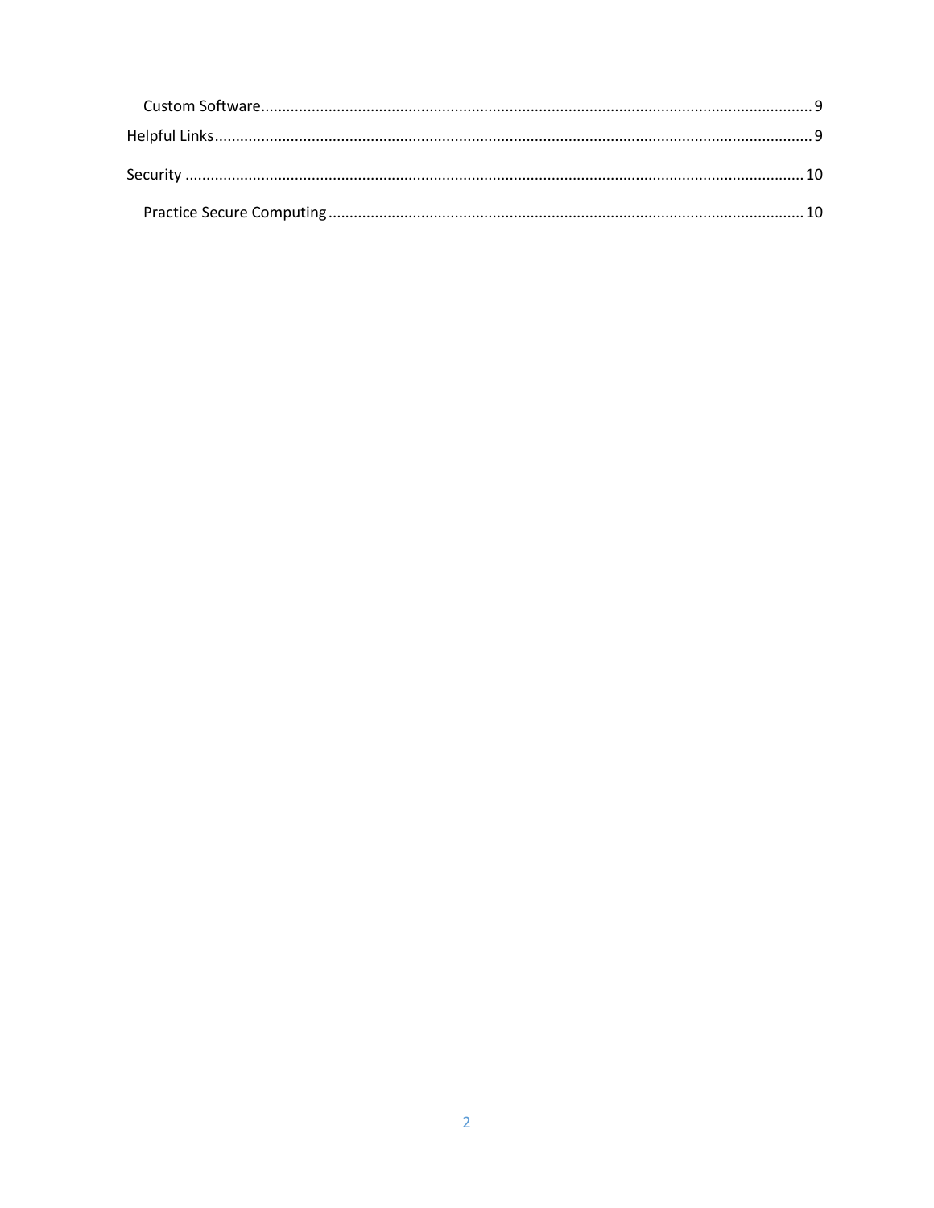- Custom Software ........ 9
- Helpful Links ........ 9
- Security ........ 10
  - Practice Secure Computing ........ 10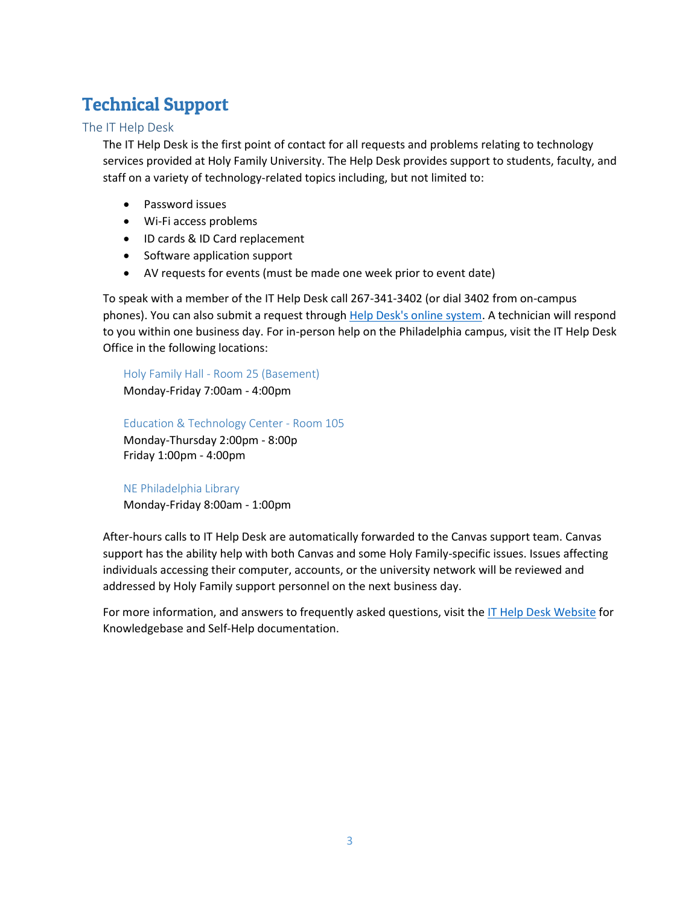# Technical Support

## The IT Help Desk

The IT Help Desk is the first point of contact for all requests and problems relating to technology services provided at Holy Family University. The Help Desk provides support to students, faculty, and staff on a variety of technology-related topics including, but not limited to:

- Password issues
- Wi-Fi access problems
- ID cards & ID Card replacement
- Software application support
- AV requests for events (must be made one week prior to event date)

To speak with a member of the IT Help Desk call 267-341-3402 (or dial 3402 from on-campus phones). You can also submit a request through Help Desk's online system. A technician will respond to you within one business day. For in-person help on the Philadelphia campus, visit the IT Help Desk Office in the following locations:

### Holy Family Hall - Room 25 (Basement)

Monday-Friday 7:00am - 4:00pm

### Education & Technology Center - Room 105

Monday-Thursday 2:00pm - 8:00p
Friday 1:00pm - 4:00pm

### NE Philadelphia Library

Monday-Friday 8:00am - 1:00pm

After-hours calls to IT Help Desk are automatically forwarded to the Canvas support team. Canvas support has the ability help with both Canvas and some Holy Family-specific issues. Issues affecting individuals accessing their computer, accounts, or the university network will be reviewed and addressed by Holy Family support personnel on the next business day.

For more information, and answers to frequently asked questions, visit the IT Help Desk Website for Knowledgebase and Self-Help documentation.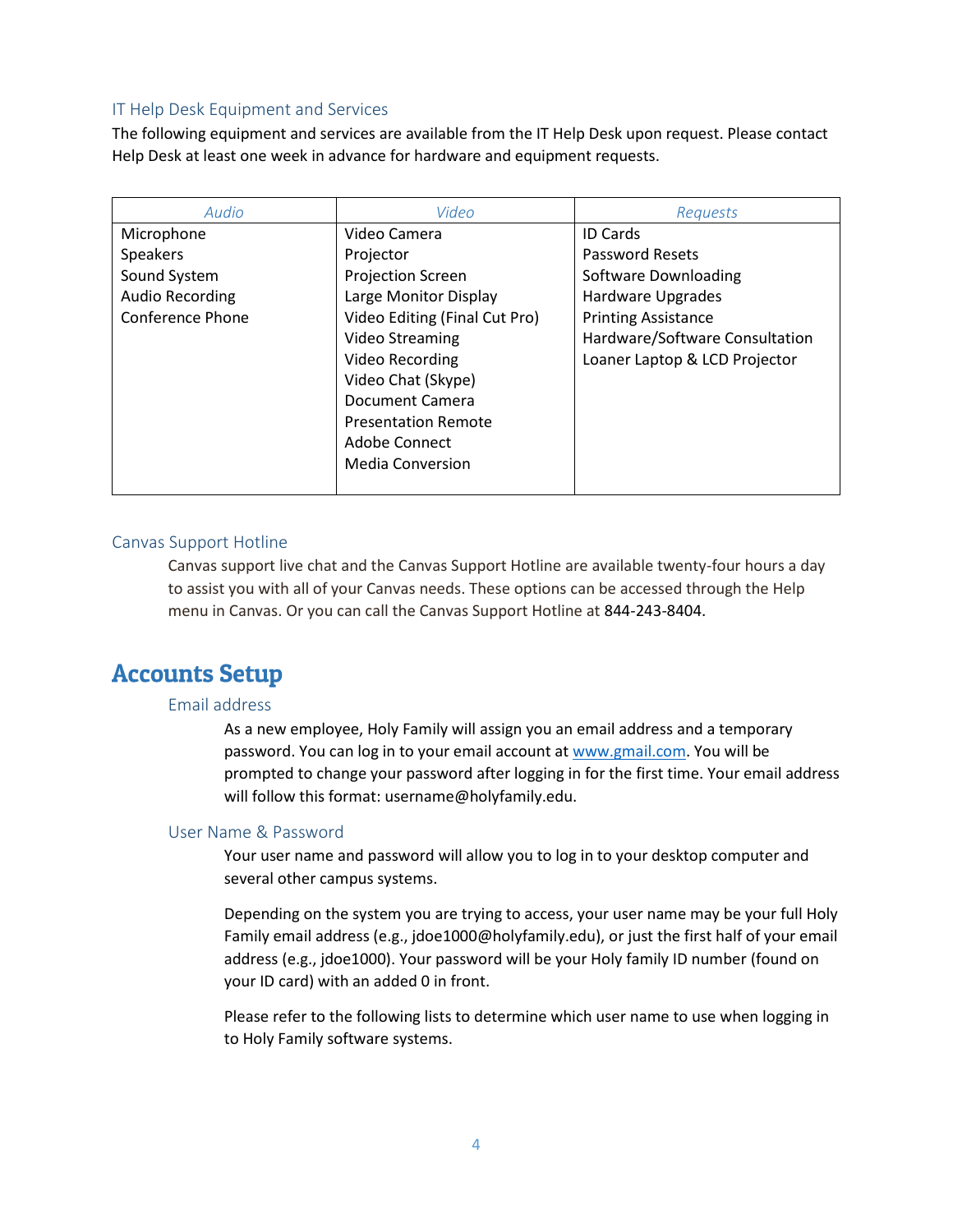### IT Help Desk Equipment and Services

The following equipment and services are available from the IT Help Desk upon request. Please contact Help Desk at least one week in advance for hardware and equipment requests.

| *Audio* | *Video* | *Requests* |
|---|---|---|
| Microphone | Video Camera | ID Cards |
| Speakers | Projector | Password Resets |
| Sound System | Projection Screen | Software Downloading |
| Audio Recording | Large Monitor Display | Hardware Upgrades |
| Conference Phone | Video Editing (Final Cut Pro) | Printing Assistance |
| | Video Streaming | Hardware/Software Consultation |
| | Video Recording | Loaner Laptop & LCD Projector |
| | Video Chat (Skype) | |
| | Document Camera | |
| | Presentation Remote | |
| | Adobe Connect | |
| | Media Conversion | |

### Canvas Support Hotline

Canvas support live chat and the Canvas Support Hotline are available twenty-four hours a day to assist you with all of your Canvas needs. These options can be accessed through the Help menu in Canvas. Or you can call the Canvas Support Hotline at 844-243-8404.

# Accounts Setup

### Email address

As a new employee, Holy Family will assign you an email address and a temporary password. You can log in to your email account at [www.gmail.com](http://www.gmail.com). You will be prompted to change your password after logging in for the first time. Your email address will follow this format: username@holyfamily.edu.

### User Name & Password

Your user name and password will allow you to log in to your desktop computer and several other campus systems.

Depending on the system you are trying to access, your user name may be your full Holy Family email address (e.g., jdoe1000@holyfamily.edu), or just the first half of your email address (e.g., jdoe1000). Your password will be your Holy family ID number (found on your ID card) with an added 0 in front.

Please refer to the following lists to determine which user name to use when logging in to Holy Family software systems.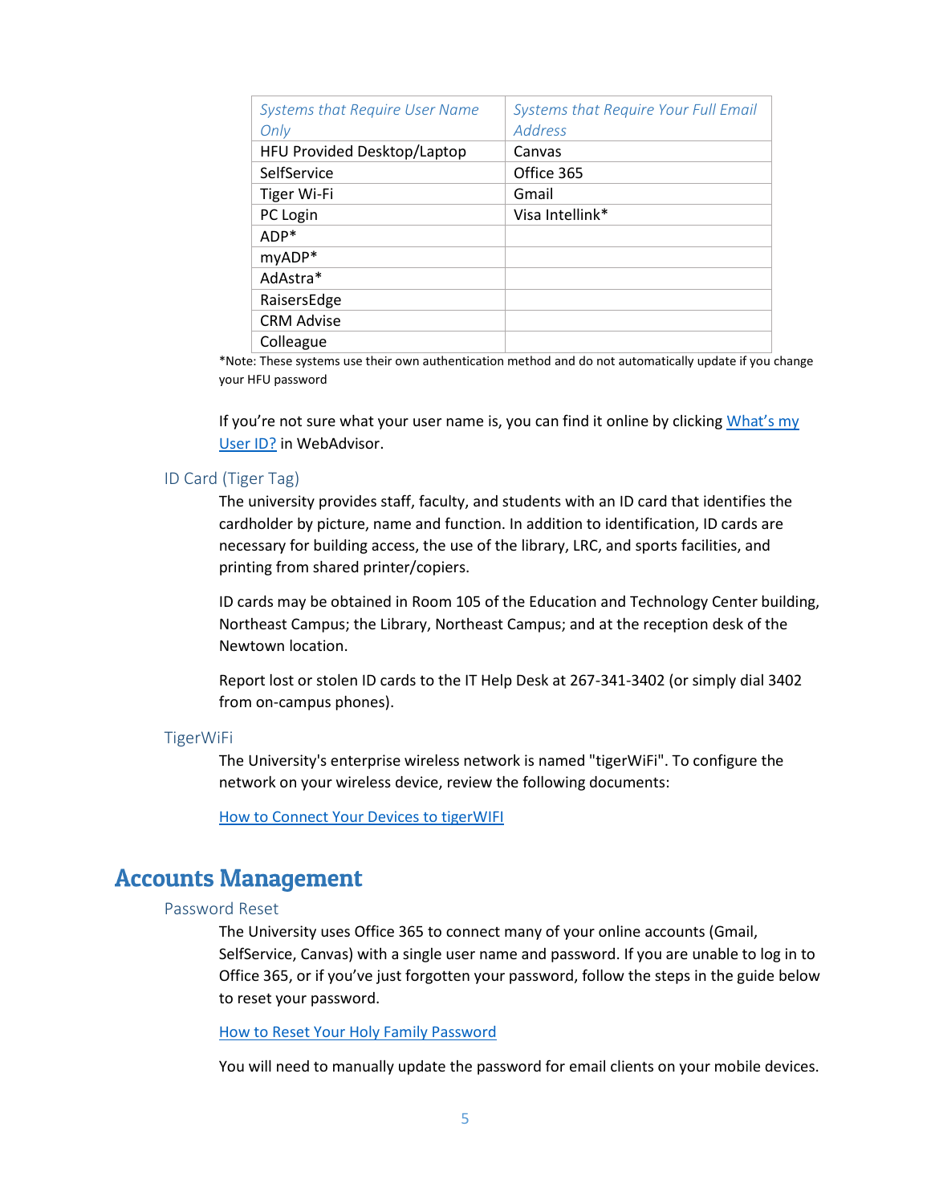| *Systems that Require User Name Only* | *Systems that Require Your Full Email Address* |
|---|---|
| HFU Provided Desktop/Laptop | Canvas |
| SelfService | Office 365 |
| Tiger Wi-Fi | Gmail |
| PC Login | Visa Intellink* |
| ADP* | |
| myADP* | |
| AdAstra* | |
| RaisersEdge | |
| CRM Advise | |
| Colleague | |

*Note: These systems use their own authentication method and do not automatically update if you change your HFU password

If you're not sure what your user name is, you can find it online by clicking [What's my User ID?]() in WebAdvisor.

### ID Card (Tiger Tag)

The university provides staff, faculty, and students with an ID card that identifies the cardholder by picture, name and function. In addition to identification, ID cards are necessary for building access, the use of the library, LRC, and sports facilities, and printing from shared printer/copiers.

ID cards may be obtained in Room 105 of the Education and Technology Center building, Northeast Campus; the Library, Northeast Campus; and at the reception desk of the Newtown location.

Report lost or stolen ID cards to the IT Help Desk at 267-341-3402 (or simply dial 3402 from on-campus phones).

### TigerWiFi

The University's enterprise wireless network is named "tigerWiFi". To configure the network on your wireless device, review the following documents:

[How to Connect Your Devices to tigerWIFI]()

## Accounts Management

### Password Reset

The University uses Office 365 to connect many of your online accounts (Gmail, SelfService, Canvas) with a single user name and password. If you are unable to log in to Office 365, or if you've just forgotten your password, follow the steps in the guide below to reset your password.

[How to Reset Your Holy Family Password]()

You will need to manually update the password for email clients on your mobile devices.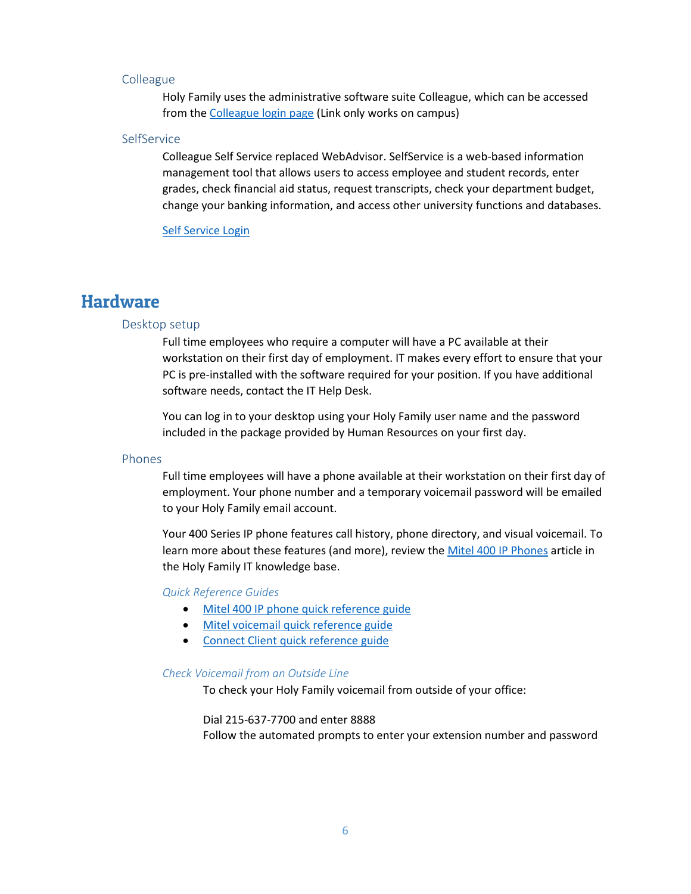### Colleague

Holy Family uses the administrative software suite Colleague, which can be accessed from the [Colleague login page]() (Link only works on campus)

### SelfService

Colleague Self Service replaced WebAdvisor. SelfService is a web-based information management tool that allows users to access employee and student records, enter grades, check financial aid status, request transcripts, check your department budget, change your banking information, and access other university functions and databases.

[Self Service Login]()

## Hardware

### Desktop setup

Full time employees who require a computer will have a PC available at their workstation on their first day of employment. IT makes every effort to ensure that your PC is pre-installed with the software required for your position. If you have additional software needs, contact the IT Help Desk.

You can log in to your desktop using your Holy Family user name and the password included in the package provided by Human Resources on your first day.

### Phones

Full time employees will have a phone available at their workstation on their first day of employment. Your phone number and a temporary voicemail password will be emailed to your Holy Family email account.

Your 400 Series IP phone features call history, phone directory, and visual voicemail. To learn more about these features (and more), review the [Mitel 400 IP Phones]() article in the Holy Family IT knowledge base.

#### *Quick Reference Guides*

- [Mitel 400 IP phone quick reference guide]()
- [Mitel voicemail quick reference guide]()
- [Connect Client quick reference guide]()

#### *Check Voicemail from an Outside Line*

To check your Holy Family voicemail from outside of your office:

Dial 215-637-7700 and enter 8888
Follow the automated prompts to enter your extension number and password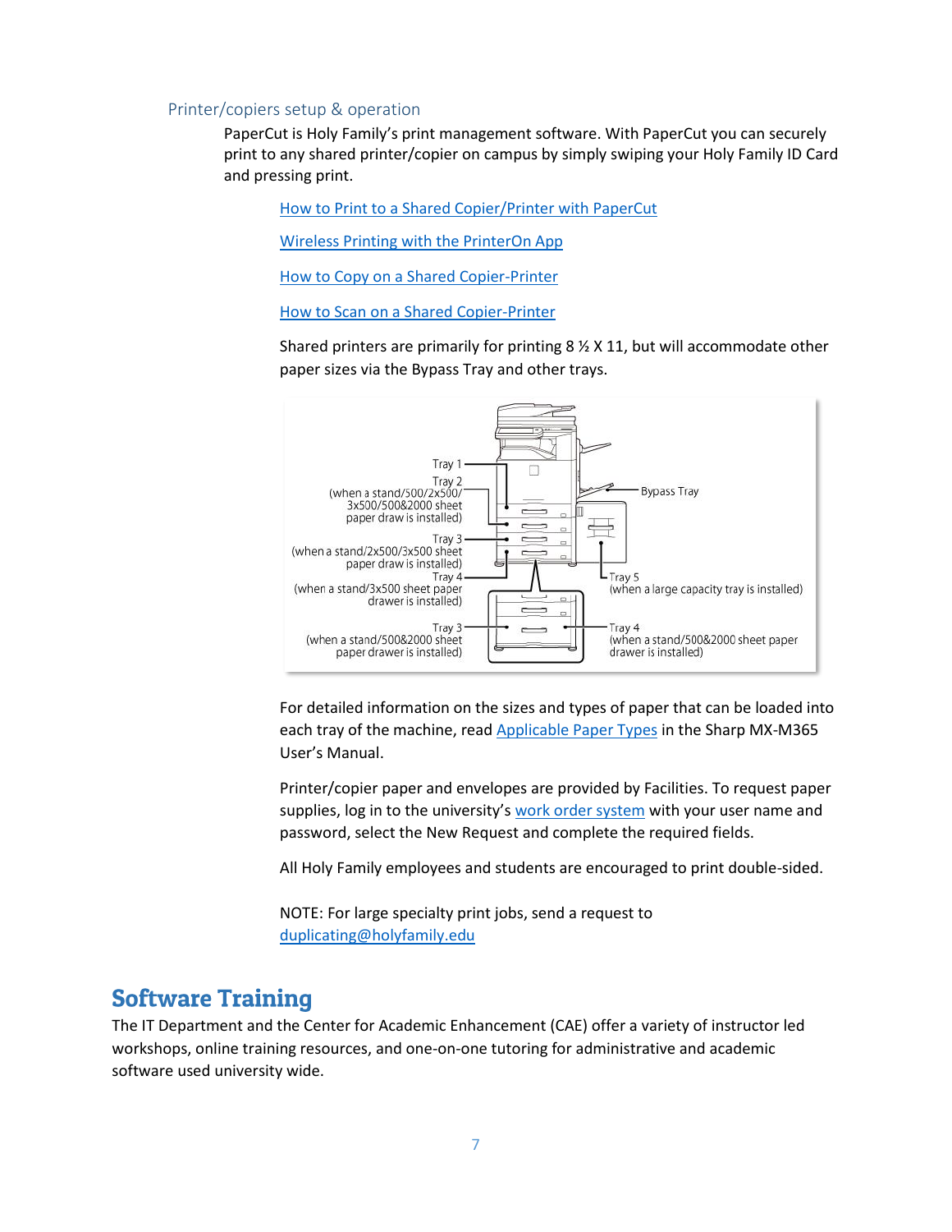### Printer/copiers setup & operation

PaperCut is Holy Family's print management software. With PaperCut you can securely print to any shared printer/copier on campus by simply swiping your Holy Family ID Card and pressing print.

How to Print to a Shared Copier/Printer with PaperCut

Wireless Printing with the PrinterOn App

How to Copy on a Shared Copier-Printer

How to Scan on a Shared Copier-Printer

Shared printers are primarily for printing 8 ½ X 11, but will accommodate other paper sizes via the Bypass Tray and other trays.

Tray 1

Tray 2 (when a stand/500/2x500/3x500/500&2000 sheet paper draw is installed)

Tray 3 (when a stand/2x500/3x500 sheet paper draw is installed)

Tray 4 (when a stand/3x500 sheet paper drawer is installed)

Tray 3 (when a stand/500&2000 sheet paper drawer is installed)

Bypass Tray

Tray 5 (when a large capacity tray is installed)

Tray 4 (when a stand/500&2000 sheet paper drawer is installed)

For detailed information on the sizes and types of paper that can be loaded into each tray of the machine, read Applicable Paper Types in the Sharp MX-M365 User's Manual.

Printer/copier paper and envelopes are provided by Facilities. To request paper supplies, log in to the university's work order system with your user name and password, select the New Request and complete the required fields.

All Holy Family employees and students are encouraged to print double-sided.

NOTE: For large specialty print jobs, send a request to duplicating@holyfamily.edu

## Software Training

The IT Department and the Center for Academic Enhancement (CAE) offer a variety of instructor led workshops, online training resources, and one-on-one tutoring for administrative and academic software used university wide.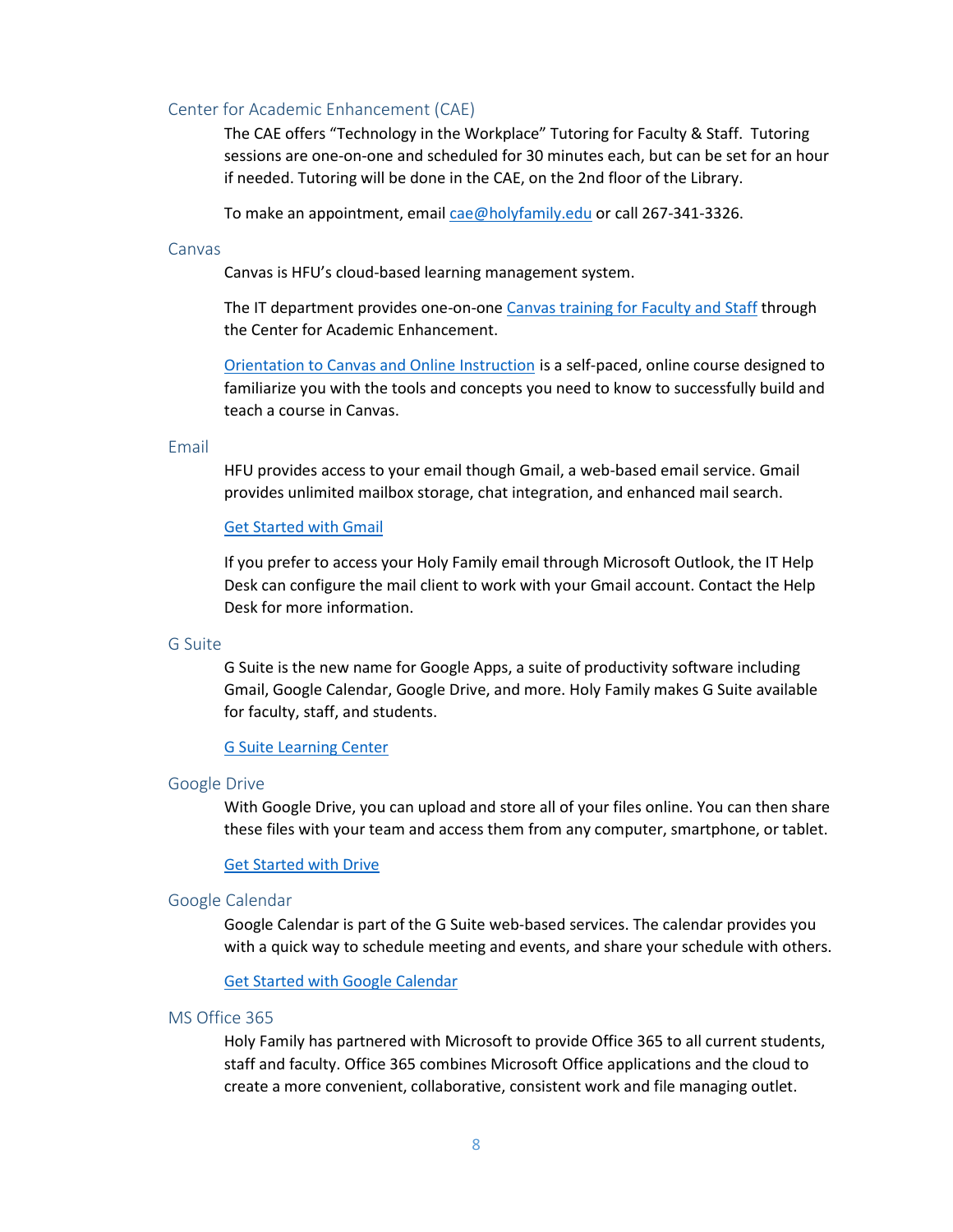## Center for Academic Enhancement (CAE)

The CAE offers "Technology in the Workplace" Tutoring for Faculty & Staff. Tutoring sessions are one-on-one and scheduled for 30 minutes each, but can be set for an hour if needed. Tutoring will be done in the CAE, on the 2nd floor of the Library.

To make an appointment, email cae@holyfamily.edu or call 267-341-3326.

## Canvas

Canvas is HFU's cloud-based learning management system.

The IT department provides one-on-one Canvas training for Faculty and Staff through the Center for Academic Enhancement.

Orientation to Canvas and Online Instruction is a self-paced, online course designed to familiarize you with the tools and concepts you need to know to successfully build and teach a course in Canvas.

## Email

HFU provides access to your email though Gmail, a web-based email service. Gmail provides unlimited mailbox storage, chat integration, and enhanced mail search.

Get Started with Gmail

If you prefer to access your Holy Family email through Microsoft Outlook, the IT Help Desk can configure the mail client to work with your Gmail account. Contact the Help Desk for more information.

## G Suite

G Suite is the new name for Google Apps, a suite of productivity software including Gmail, Google Calendar, Google Drive, and more. Holy Family makes G Suite available for faculty, staff, and students.

G Suite Learning Center

## Google Drive

With Google Drive, you can upload and store all of your files online. You can then share these files with your team and access them from any computer, smartphone, or tablet.

Get Started with Drive

## Google Calendar

Google Calendar is part of the G Suite web-based services. The calendar provides you with a quick way to schedule meeting and events, and share your schedule with others.

Get Started with Google Calendar

## MS Office 365

Holy Family has partnered with Microsoft to provide Office 365 to all current students, staff and faculty. Office 365 combines Microsoft Office applications and the cloud to create a more convenient, collaborative, consistent work and file managing outlet.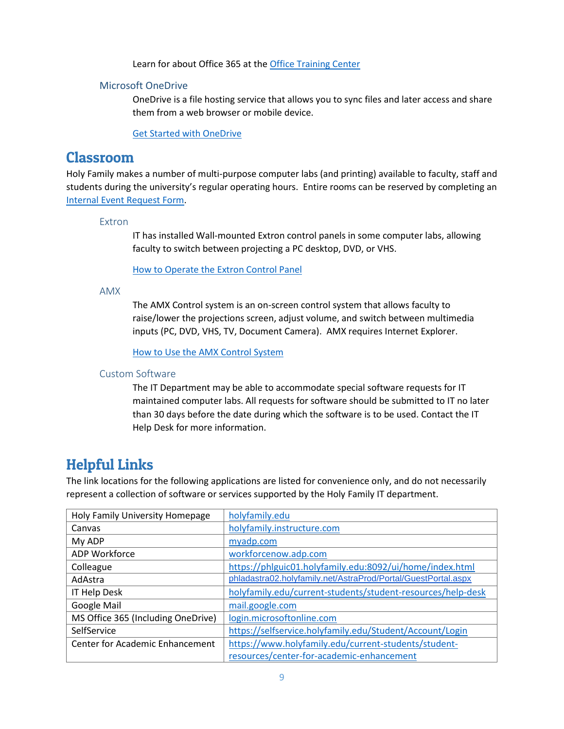Learn for about Office 365 at the [Office Training Center]

### Microsoft OneDrive

OneDrive is a file hosting service that allows you to sync files and later access and share them from a web browser or mobile device.

[Get Started with OneDrive]

## Classroom

Holy Family makes a number of multi-purpose computer labs (and printing) available to faculty, staff and students during the university's regular operating hours. Entire rooms can be reserved by completing an [Internal Event Request Form].

### Extron

IT has installed Wall-mounted Extron control panels in some computer labs, allowing faculty to switch between projecting a PC desktop, DVD, or VHS.

[How to Operate the Extron Control Panel]

### AMX

The AMX Control system is an on-screen control system that allows faculty to raise/lower the projections screen, adjust volume, and switch between multimedia inputs (PC, DVD, VHS, TV, Document Camera). AMX requires Internet Explorer.

[How to Use the AMX Control System]

### Custom Software

The IT Department may be able to accommodate special software requests for IT maintained computer labs. All requests for software should be submitted to IT no later than 30 days before the date during which the software is to be used. Contact the IT Help Desk for more information.

## Helpful Links

The link locations for the following applications are listed for convenience only, and do not necessarily represent a collection of software or services supported by the Holy Family IT department.

| | |
|---|---|
| Holy Family University Homepage | holyfamily.edu |
| Canvas | holyfamily.instructure.com |
| My ADP | myadp.com |
| ADP Workforce | workforcenow.adp.com |
| Colleague | https://phlguic01.holyfamily.edu:8092/ui/home/index.html |
| AdAstra | phladastra02.holyfamily.net/AstraProd/Portal/GuestPortal.aspx |
| IT Help Desk | holyfamily.edu/current-students/student-resources/help-desk |
| Google Mail | mail.google.com |
| MS Office 365 (Including OneDrive) | login.microsoftonline.com |
| SelfService | https://selfservice.holyfamily.edu/Student/Account/Login |
| Center for Academic Enhancement | https://www.holyfamily.edu/current-students/student-resources/center-for-academic-enhancement |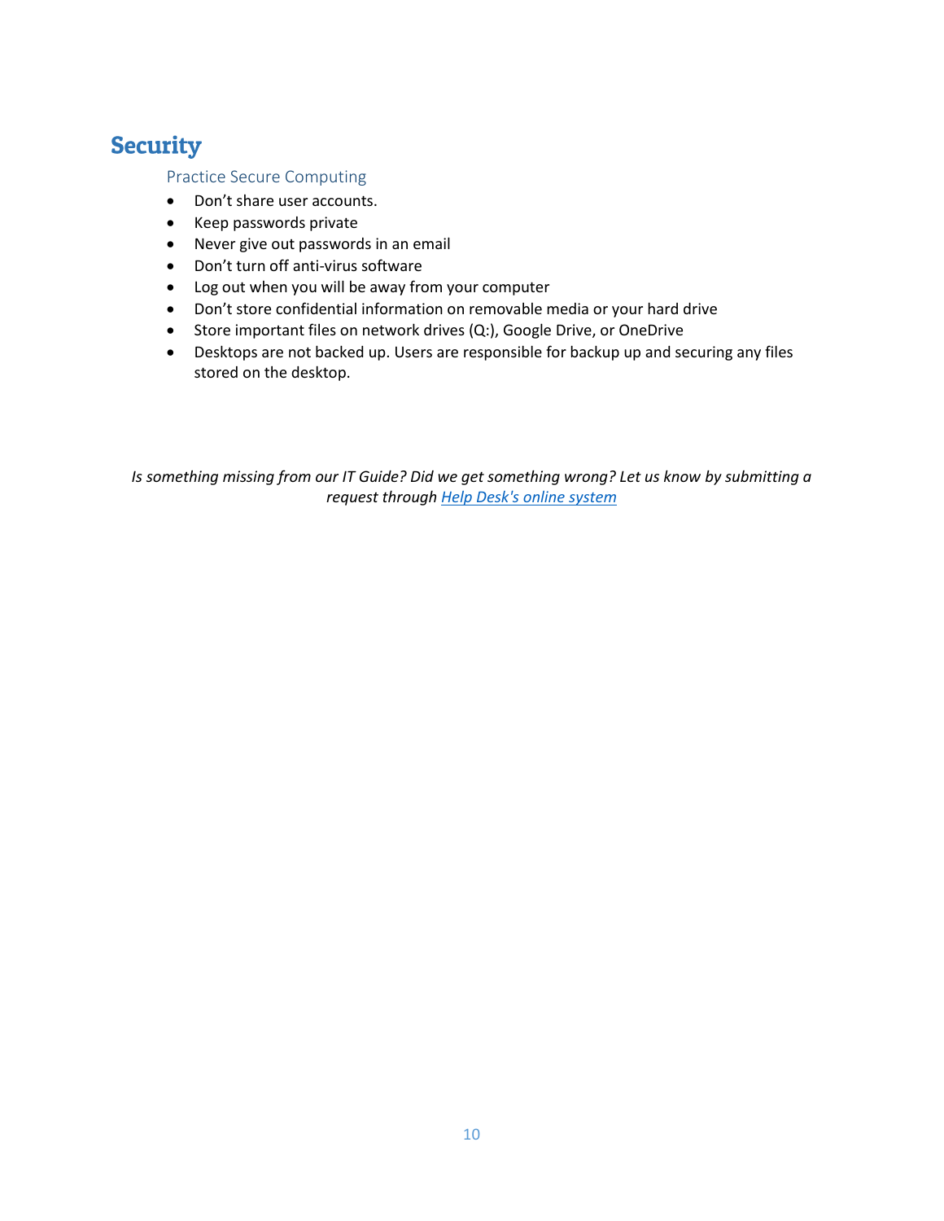# Security

## Practice Secure Computing

- Don't share user accounts.
- Keep passwords private
- Never give out passwords in an email
- Don't turn off anti-virus software
- Log out when you will be away from your computer
- Don't store confidential information on removable media or your hard drive
- Store important files on network drives (Q:), Google Drive, or OneDrive
- Desktops are not backed up. Users are responsible for backup up and securing any files stored on the desktop.

*Is something missing from our IT Guide? Did we get something wrong? Let us know by submitting a request through [Help Desk's online system]()*